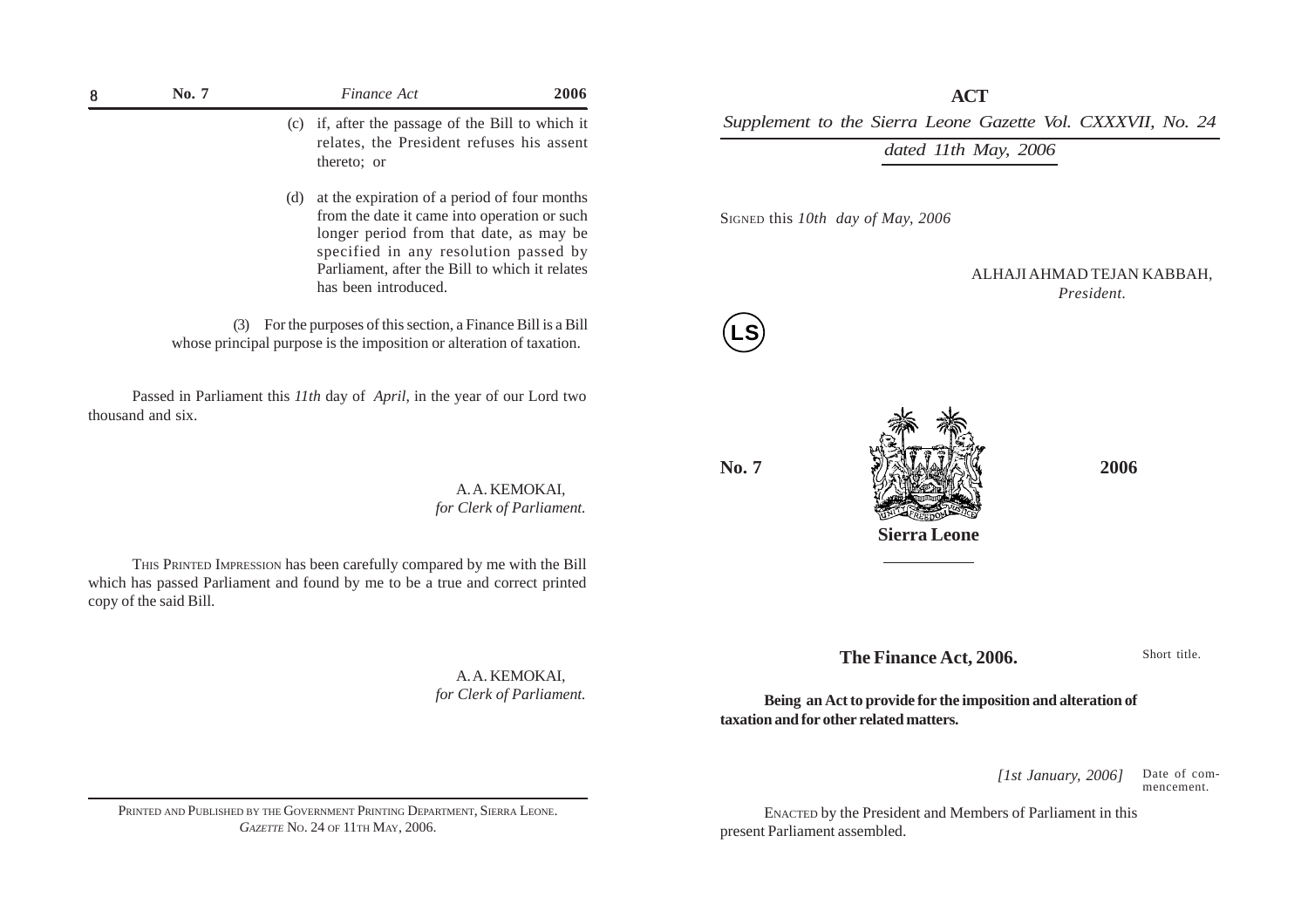(c) if, after the passage of the Bill to which it relates, the President refuses his assent thereto; or

(d) at the expiration of a period of four months from the date it came into operation or such longer period from that date, as may be specified in any resolution passed by Parliament, after the Bill to which it relates has been introduced.

(3) For the purposes of this section, a Finance Bill is a Bill whose principal purpose is the imposition or alteration of taxation.

Passed in Parliament this *11th* day of *April*, in the year of our Lord two thousand and six.

A. A. KEMOKAI,
*for Clerk of Parliament.*

THIS PRINTED IMPRESSION has been carefully compared by me with the Bill which has passed Parliament and found by me to be a true and correct printed copy of the said Bill.

A. A. KEMOKAI,
*for Clerk of Parliament.*

PRINTED AND PUBLISHED BY THE GOVERNMENT PRINTING DEPARTMENT, SIERRA LEONE.
*GAZETTE* NO. 24 OF 11TH MAY, 2006.

**ACT**

*Supplement to the Sierra Leone Gazette Vol. CXXXVII, No. 24*

*dated 11th May, 2006*

SIGNED this *10th day of May, 2006*

ALHAJI AHMAD TEJAN KABBAH,
*President.*

LS

**No. 7** **2006**

**Sierra Leone**

## The Finance Act, 2006.

Short title.

**Being an Act to provide for the imposition and alteration of taxation and for other related matters.**

*[1st January, 2006]* Date of commencement.

ENACTED by the President and Members of Parliament in this present Parliament assembled.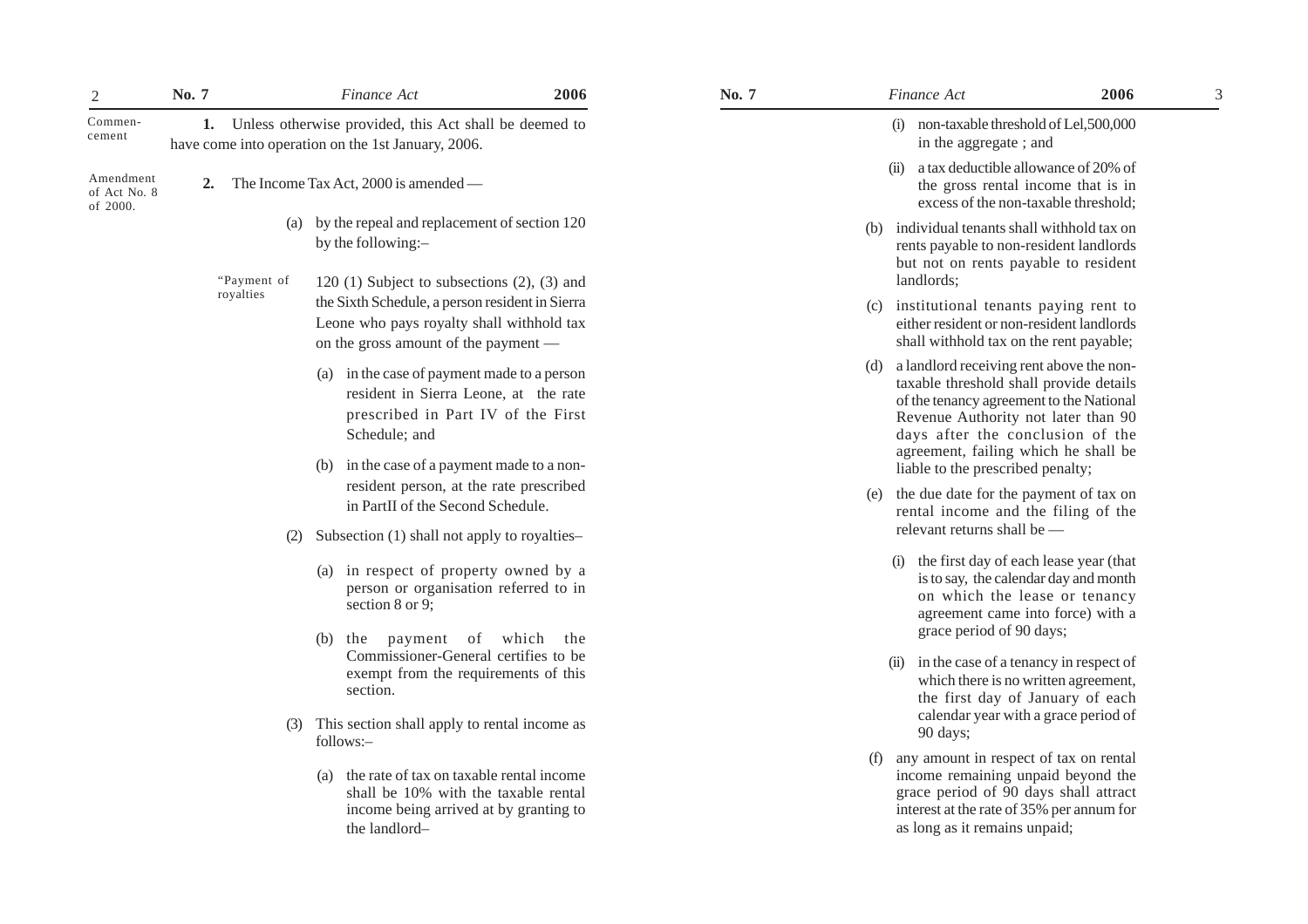Commencement

**1.** Unless otherwise provided, this Act shall be deemed to have come into operation on the 1st January, 2006.

Amendment of Act No. 8 of 2000.

**2.** The Income Tax Act, 2000 is amended —

(a) by the repeal and replacement of section 120 by the following:–

"Payment of royalties

120 (1) Subject to subsections (2), (3) and the Sixth Schedule, a person resident in Sierra Leone who pays royalty shall withhold tax on the gross amount of the payment —

(a) in the case of payment made to a person resident in Sierra Leone, at the rate prescribed in Part IV of the First Schedule; and

(b) in the case of a payment made to a non-resident person, at the rate prescribed in PartII of the Second Schedule.

(2) Subsection (1) shall not apply to royalties–

(a) in respect of property owned by a person or organisation referred to in section 8 or 9;

(b) the payment of which the Commissioner-General certifies to be exempt from the requirements of this section.

(3) This section shall apply to rental income as follows:–

(a) the rate of tax on taxable rental income shall be 10% with the taxable rental income being arrived at by granting to the landlord–

(i) non-taxable threshold of Lel,500,000 in the aggregate ; and

(ii) a tax deductible allowance of 20% of the gross rental income that is in excess of the non-taxable threshold;

(b) individual tenants shall withhold tax on rents payable to non-resident landlords but not on rents payable to resident landlords;

(c) institutional tenants paying rent to either resident or non-resident landlords shall withhold tax on the rent payable;

(d) a landlord receiving rent above the non-taxable threshold shall provide details of the tenancy agreement to the National Revenue Authority not later than 90 days after the conclusion of the agreement, failing which he shall be liable to the prescribed penalty;

(e) the due date for the payment of tax on rental income and the filing of the relevant returns shall be —

(i) the first day of each lease year (that is to say, the calendar day and month on which the lease or tenancy agreement came into force) with a grace period of 90 days;

(ii) in the case of a tenancy in respect of which there is no written agreement, the first day of January of each calendar year with a grace period of 90 days;

(f) any amount in respect of tax on rental income remaining unpaid beyond the grace period of 90 days shall attract interest at the rate of 35% per annum for as long as it remains unpaid;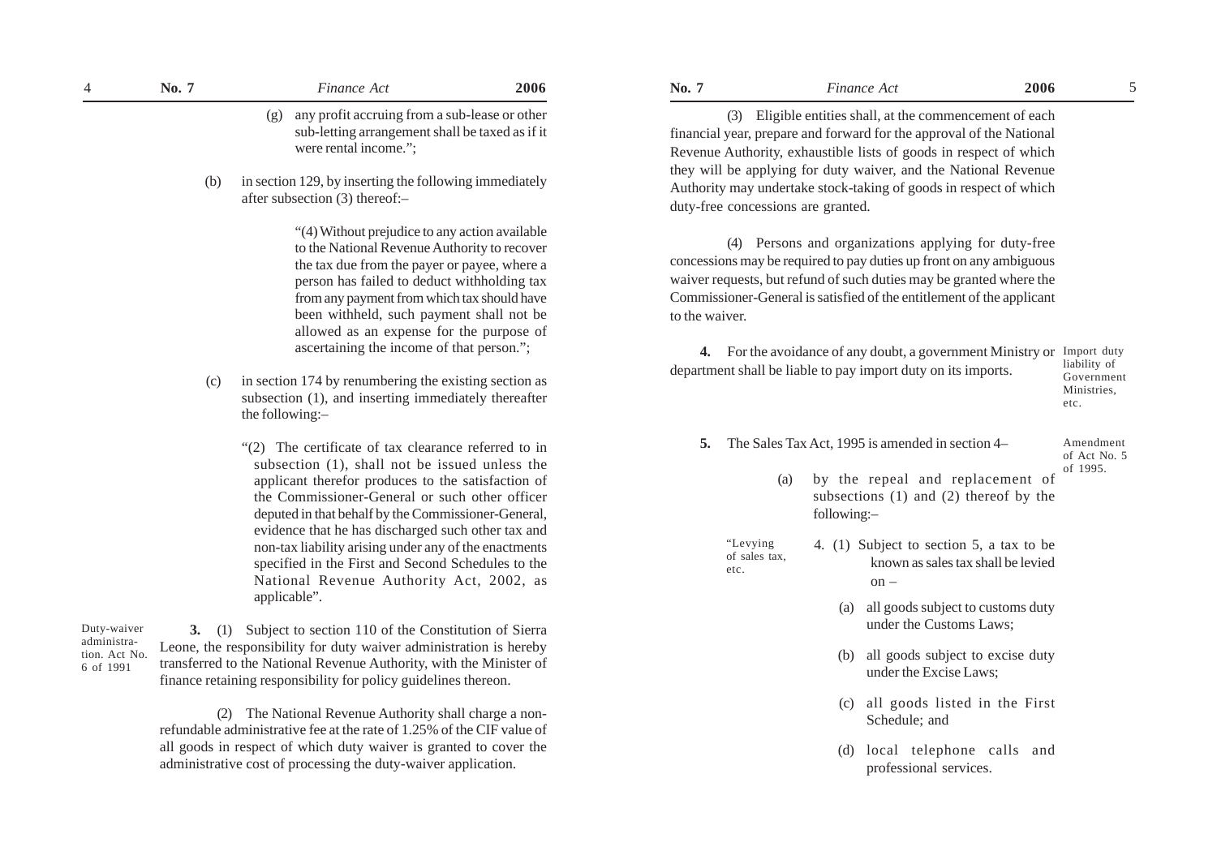(g) any profit accruing from a sub-lease or other sub-letting arrangement shall be taxed as if it were rental income.";

(b) in section 129, by inserting the following immediately after subsection (3) thereof:–

"(4) Without prejudice to any action available to the National Revenue Authority to recover the tax due from the payer or payee, where a person has failed to deduct withholding tax from any payment from which tax should have been withheld, such payment shall not be allowed as an expense for the purpose of ascertaining the income of that person.";

(c) in section 174 by renumbering the existing section as subsection (1), and inserting immediately thereafter the following:–

"(2) The certificate of tax clearance referred to in subsection (1), shall not be issued unless the applicant therefor produces to the satisfaction of the Commissioner-General or such other officer deputed in that behalf by the Commissioner-General, evidence that he has discharged such other tax and non-tax liability arising under any of the enactments specified in the First and Second Schedules to the National Revenue Authority Act, 2002, as applicable".

Duty-waiver administration. Act No. 6 of 1991

**3.** (1) Subject to section 110 of the Constitution of Sierra Leone, the responsibility for duty waiver administration is hereby transferred to the National Revenue Authority, with the Minister of finance retaining responsibility for policy guidelines thereon.

(2) The National Revenue Authority shall charge a non-refundable administrative fee at the rate of 1.25% of the CIF value of all goods in respect of which duty waiver is granted to cover the administrative cost of processing the duty-waiver application.

(3) Eligible entities shall, at the commencement of each financial year, prepare and forward for the approval of the National Revenue Authority, exhaustible lists of goods in respect of which they will be applying for duty waiver, and the National Revenue Authority may undertake stock-taking of goods in respect of which duty-free concessions are granted.

(4) Persons and organizations applying for duty-free concessions may be required to pay duties up front on any ambiguous waiver requests, but refund of such duties may be granted where the Commissioner-General is satisfied of the entitlement of the applicant to the waiver.

Import duty liability of Government Ministries, etc.

**4.** For the avoidance of any doubt, a government Ministry or department shall be liable to pay import duty on its imports.

Amendment of Act No. 5 of 1995.

**5.** The Sales Tax Act, 1995 is amended in section 4–

(a) by the repeal and replacement of subsections (1) and (2) thereof by the following:–

"Levying of sales tax, etc.

4. (1) Subject to section 5, a tax to be known as sales tax shall be levied on –

(a) all goods subject to customs duty under the Customs Laws;

(b) all goods subject to excise duty under the Excise Laws;

(c) all goods listed in the First Schedule; and

(d) local telephone calls and professional services.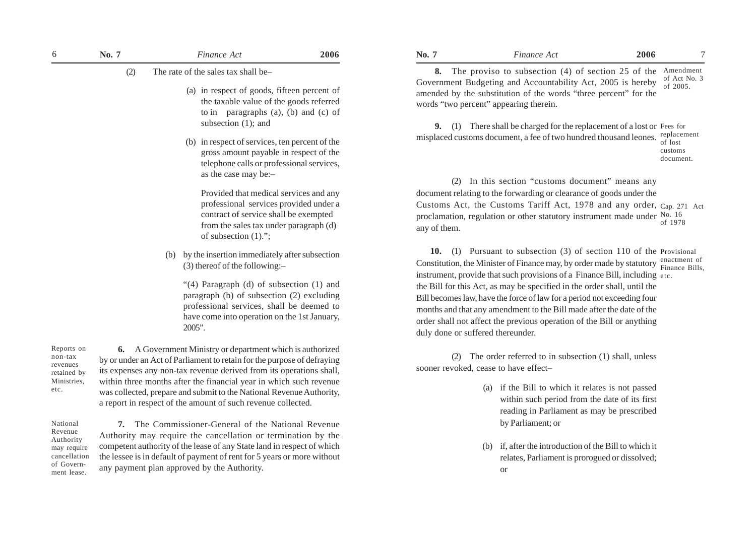(2) The rate of the sales tax shall be–

(a) in respect of goods, fifteen percent of the taxable value of the goods referred to in paragraphs (a), (b) and (c) of subsection (1); and

(b) in respect of services, ten percent of the gross amount payable in respect of the telephone calls or professional services, as the case may be:–

Provided that medical services and any professional services provided under a contract of service shall be exempted from the sales tax under paragraph (d) of subsection (1).";

(b) by the insertion immediately after subsection (3) thereof of the following:–

"(4) Paragraph (d) of subsection (1) and paragraph (b) of subsection (2) excluding professional services, shall be deemed to have come into operation on the 1st January, 2005".

*Reports on non-tax revenues retained by Ministries, etc.*

**6.** A Government Ministry or department which is authorized by or under an Act of Parliament to retain for the purpose of defraying its expenses any non-tax revenue derived from its operations shall, within three months after the financial year in which such revenue was collected, prepare and submit to the National Revenue Authority, a report in respect of the amount of such revenue collected.

*National Revenue Authority may require cancellation of Government lease.*

**7.** The Commissioner-General of the National Revenue Authority may require the cancellation or termination by the competent authority of the lease of any State land in respect of which the lessee is in default of payment of rent for 5 years or more without any payment plan approved by the Authority.

*Amendment of Act No. 3 of 2005.*

**8.** The proviso to subsection (4) of section 25 of the Government Budgeting and Accountability Act, 2005 is hereby amended by the substitution of the words "three percent" for the words "two percent" appearing therein.

*Fees for replacement of lost customs document.*

**9.** (1) There shall be charged for the replacement of a lost or misplaced customs document, a fee of two hundred thousand leones.

(2) In this section "customs document" means any document relating to the forwarding or clearance of goods under the Customs Act, the Customs Tariff Act, 1978 and any order, proclamation, regulation or other statutory instrument made under any of them.

*Cap. 271 Act No. 16 of 1978*

*Provisional enactment of Finance Bills, etc.*

**10.** (1) Pursuant to subsection (3) of section 110 of the Constitution, the Minister of Finance may, by order made by statutory instrument, provide that such provisions of a Finance Bill, including the Bill for this Act, as may be specified in the order shall, until the Bill becomes law, have the force of law for a period not exceeding four months and that any amendment to the Bill made after the date of the order shall not affect the previous operation of the Bill or anything duly done or suffered thereunder.

(2) The order referred to in subsection (1) shall, unless sooner revoked, cease to have effect–

(a) if the Bill to which it relates is not passed within such period from the date of its first reading in Parliament as may be prescribed by Parliament; or

(b) if, after the introduction of the Bill to which it relates, Parliament is prorogued or dissolved; or